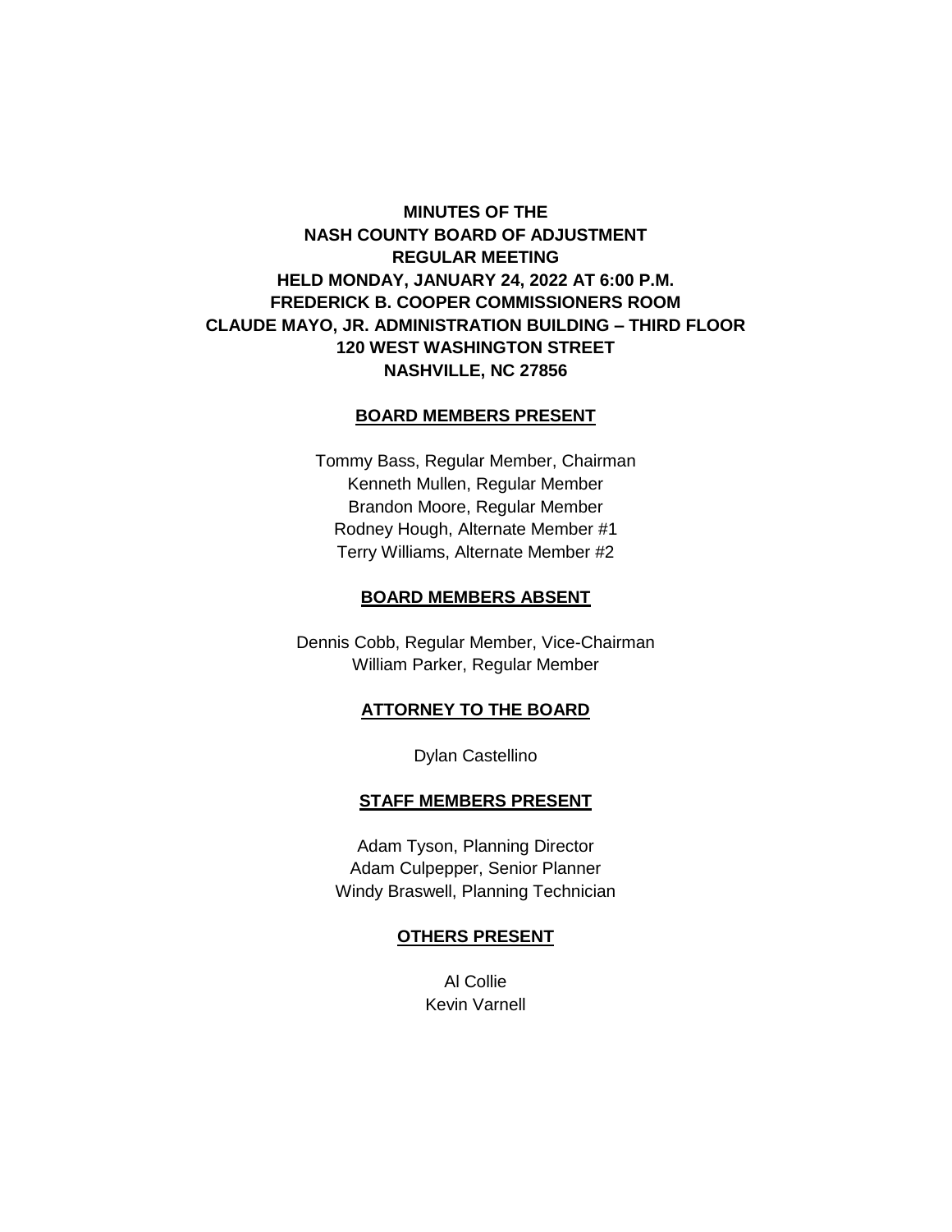**MINUTES OF THE**
**NASH COUNTY BOARD OF ADJUSTMENT**
**REGULAR MEETING**
**HELD MONDAY, JANUARY 24, 2022 AT 6:00 P.M.**
**FREDERICK B. COOPER COMMISSIONERS ROOM**
**CLAUDE MAYO, JR. ADMINISTRATION BUILDING – THIRD FLOOR**
**120 WEST WASHINGTON STREET**
**NASHVILLE, NC 27856**

**BOARD MEMBERS PRESENT**

Tommy Bass, Regular Member, Chairman
Kenneth Mullen, Regular Member
Brandon Moore, Regular Member
Rodney Hough, Alternate Member #1
Terry Williams, Alternate Member #2

**BOARD MEMBERS ABSENT**

Dennis Cobb, Regular Member, Vice-Chairman
William Parker, Regular Member

**ATTORNEY TO THE BOARD**

Dylan Castellino

**STAFF MEMBERS PRESENT**

Adam Tyson, Planning Director
Adam Culpepper, Senior Planner
Windy Braswell, Planning Technician

**OTHERS PRESENT**

Al Collie
Kevin Varnell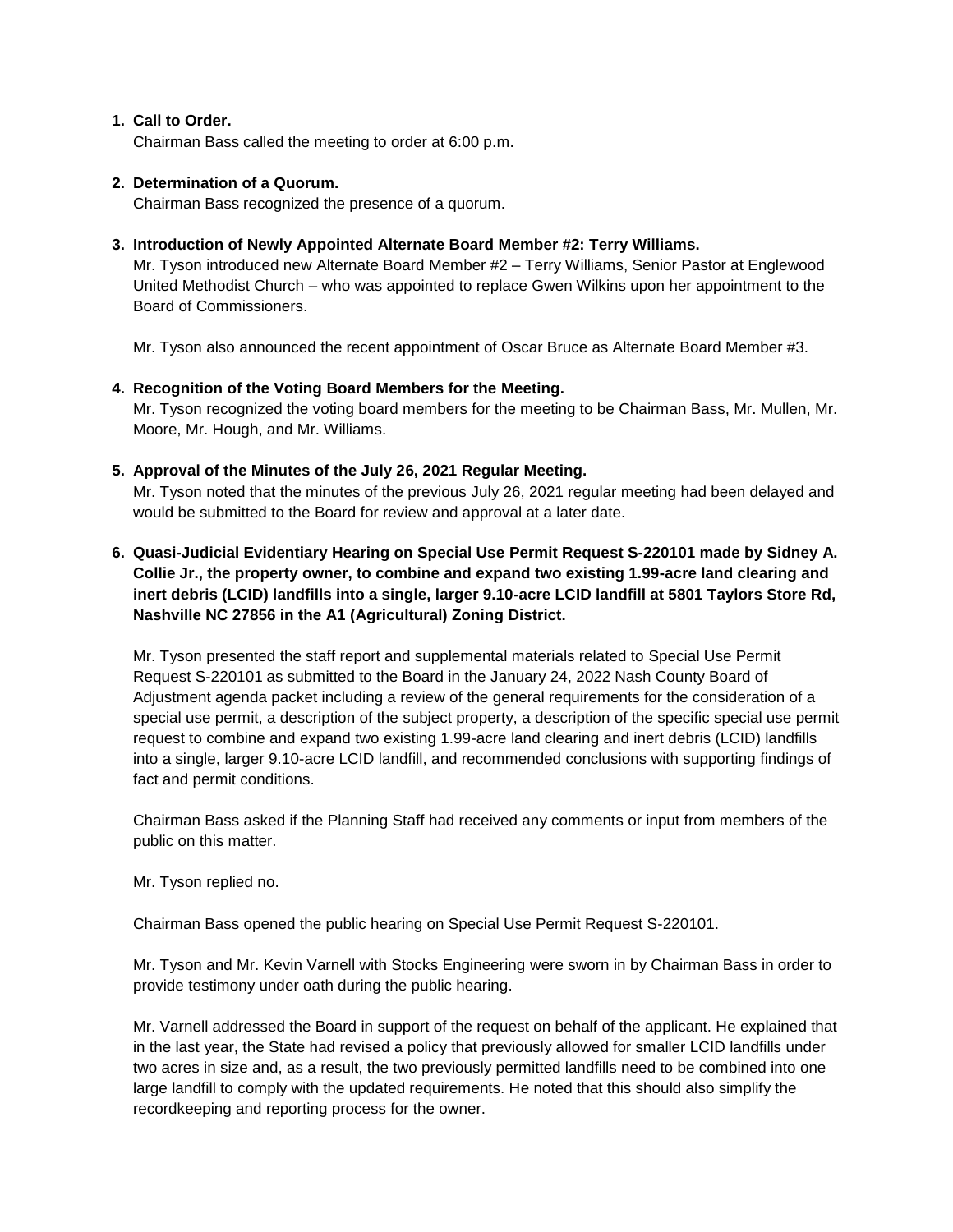1. **Call to Order.**
   Chairman Bass called the meeting to order at 6:00 p.m.

2. **Determination of a Quorum.**
   Chairman Bass recognized the presence of a quorum.

3. **Introduction of Newly Appointed Alternate Board Member #2: Terry Williams.**
   Mr. Tyson introduced new Alternate Board Member #2 – Terry Williams, Senior Pastor at Englewood United Methodist Church – who was appointed to replace Gwen Wilkins upon her appointment to the Board of Commissioners.

   Mr. Tyson also announced the recent appointment of Oscar Bruce as Alternate Board Member #3.

4. **Recognition of the Voting Board Members for the Meeting.**
   Mr. Tyson recognized the voting board members for the meeting to be Chairman Bass, Mr. Mullen, Mr. Moore, Mr. Hough, and Mr. Williams.

5. **Approval of the Minutes of the July 26, 2021 Regular Meeting.**
   Mr. Tyson noted that the minutes of the previous July 26, 2021 regular meeting had been delayed and would be submitted to the Board for review and approval at a later date.

6. **Quasi-Judicial Evidentiary Hearing on Special Use Permit Request S-220101 made by Sidney A. Collie Jr., the property owner, to combine and expand two existing 1.99-acre land clearing and inert debris (LCID) landfills into a single, larger 9.10-acre LCID landfill at 5801 Taylors Store Rd, Nashville NC 27856 in the A1 (Agricultural) Zoning District.**

   Mr. Tyson presented the staff report and supplemental materials related to Special Use Permit Request S-220101 as submitted to the Board in the January 24, 2022 Nash County Board of Adjustment agenda packet including a review of the general requirements for the consideration of a special use permit, a description of the subject property, a description of the specific special use permit request to combine and expand two existing 1.99-acre land clearing and inert debris (LCID) landfills into a single, larger 9.10-acre LCID landfill, and recommended conclusions with supporting findings of fact and permit conditions.

   Chairman Bass asked if the Planning Staff had received any comments or input from members of the public on this matter.

   Mr. Tyson replied no.

   Chairman Bass opened the public hearing on Special Use Permit Request S-220101.

   Mr. Tyson and Mr. Kevin Varnell with Stocks Engineering were sworn in by Chairman Bass in order to provide testimony under oath during the public hearing.

   Mr. Varnell addressed the Board in support of the request on behalf of the applicant. He explained that in the last year, the State had revised a policy that previously allowed for smaller LCID landfills under two acres in size and, as a result, the two previously permitted landfills need to be combined into one large landfill to comply with the updated requirements. He noted that this should also simplify the recordkeeping and reporting process for the owner.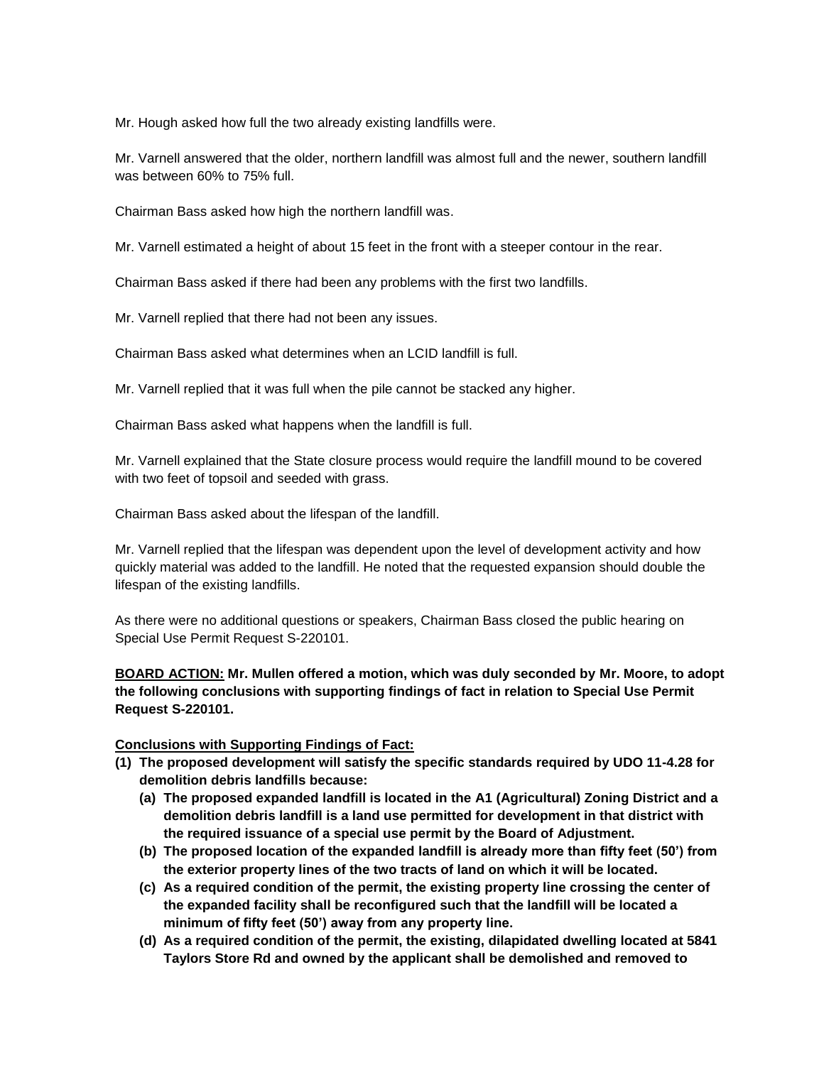Mr. Hough asked how full the two already existing landfills were.

Mr. Varnell answered that the older, northern landfill was almost full and the newer, southern landfill was between 60% to 75% full.

Chairman Bass asked how high the northern landfill was.

Mr. Varnell estimated a height of about 15 feet in the front with a steeper contour in the rear.

Chairman Bass asked if there had been any problems with the first two landfills.

Mr. Varnell replied that there had not been any issues.

Chairman Bass asked what determines when an LCID landfill is full.

Mr. Varnell replied that it was full when the pile cannot be stacked any higher.

Chairman Bass asked what happens when the landfill is full.

Mr. Varnell explained that the State closure process would require the landfill mound to be covered with two feet of topsoil and seeded with grass.

Chairman Bass asked about the lifespan of the landfill.

Mr. Varnell replied that the lifespan was dependent upon the level of development activity and how quickly material was added to the landfill. He noted that the requested expansion should double the lifespan of the existing landfills.

As there were no additional questions or speakers, Chairman Bass closed the public hearing on Special Use Permit Request S-220101.

**<u>BOARD ACTION:</u> Mr. Mullen offered a motion, which was duly seconded by Mr. Moore, to adopt the following conclusions with supporting findings of fact in relation to Special Use Permit Request S-220101.**

**<u>Conclusions with Supporting Findings of Fact:</u>**

**(1) The proposed development will satisfy the specific standards required by UDO 11-4.28 for demolition debris landfills because:**
- **(a) The proposed expanded landfill is located in the A1 (Agricultural) Zoning District and a demolition debris landfill is a land use permitted for development in that district with the required issuance of a special use permit by the Board of Adjustment.**
- **(b) The proposed location of the expanded landfill is already more than fifty feet (50') from the exterior property lines of the two tracts of land on which it will be located.**
- **(c) As a required condition of the permit, the existing property line crossing the center of the expanded facility shall be reconfigured such that the landfill will be located a minimum of fifty feet (50') away from any property line.**
- **(d) As a required condition of the permit, the existing, dilapidated dwelling located at 5841 Taylors Store Rd and owned by the applicant shall be demolished and removed to**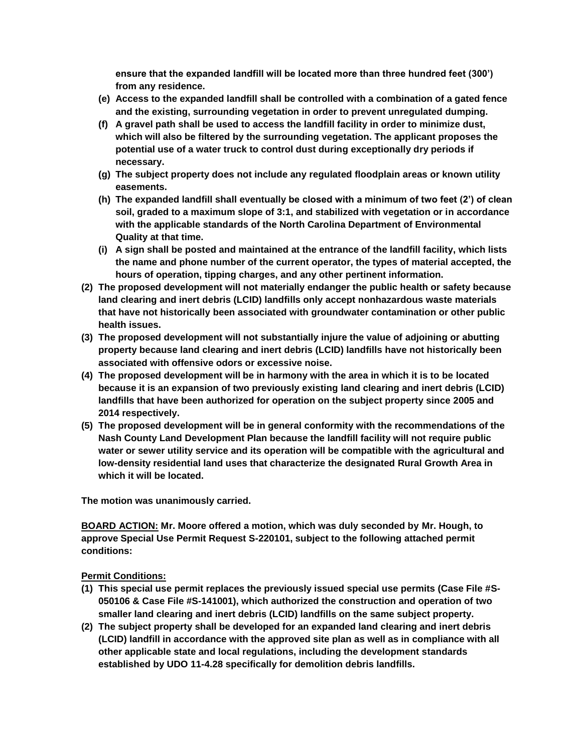**ensure that the expanded landfill will be located more than three hundred feet (300') from any residence.**

**(e) Access to the expanded landfill shall be controlled with a combination of a gated fence and the existing, surrounding vegetation in order to prevent unregulated dumping.**

**(f) A gravel path shall be used to access the landfill facility in order to minimize dust, which will also be filtered by the surrounding vegetation. The applicant proposes the potential use of a water truck to control dust during exceptionally dry periods if necessary.**

**(g) The subject property does not include any regulated floodplain areas or known utility easements.**

**(h) The expanded landfill shall eventually be closed with a minimum of two feet (2') of clean soil, graded to a maximum slope of 3:1, and stabilized with vegetation or in accordance with the applicable standards of the North Carolina Department of Environmental Quality at that time.**

**(i) A sign shall be posted and maintained at the entrance of the landfill facility, which lists the name and phone number of the current operator, the types of material accepted, the hours of operation, tipping charges, and any other pertinent information.**

**(2) The proposed development will not materially endanger the public health or safety because land clearing and inert debris (LCID) landfills only accept nonhazardous waste materials that have not historically been associated with groundwater contamination or other public health issues.**

**(3) The proposed development will not substantially injure the value of adjoining or abutting property because land clearing and inert debris (LCID) landfills have not historically been associated with offensive odors or excessive noise.**

**(4) The proposed development will be in harmony with the area in which it is to be located because it is an expansion of two previously existing land clearing and inert debris (LCID) landfills that have been authorized for operation on the subject property since 2005 and 2014 respectively.**

**(5) The proposed development will be in general conformity with the recommendations of the Nash County Land Development Plan because the landfill facility will not require public water or sewer utility service and its operation will be compatible with the agricultural and low-density residential land uses that characterize the designated Rural Growth Area in which it will be located.**

**The motion was unanimously carried.**

**BOARD ACTION: Mr. Moore offered a motion, which was duly seconded by Mr. Hough, to approve Special Use Permit Request S-220101, subject to the following attached permit conditions:**

**Permit Conditions:**

**(1) This special use permit replaces the previously issued special use permits (Case File #S-050106 & Case File #S-141001), which authorized the construction and operation of two smaller land clearing and inert debris (LCID) landfills on the same subject property.**

**(2) The subject property shall be developed for an expanded land clearing and inert debris (LCID) landfill in accordance with the approved site plan as well as in compliance with all other applicable state and local regulations, including the development standards established by UDO 11-4.28 specifically for demolition debris landfills.**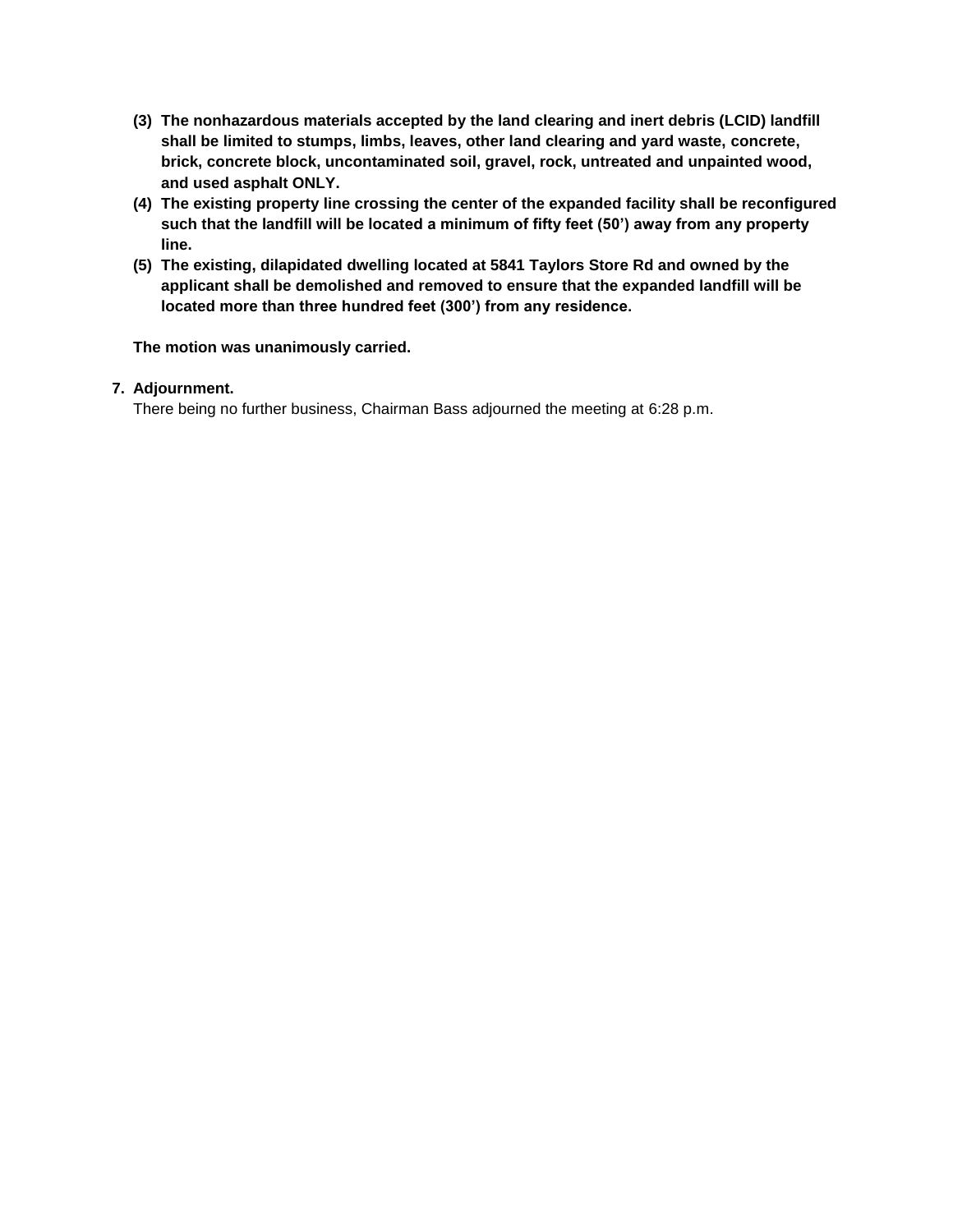**(3) The nonhazardous materials accepted by the land clearing and inert debris (LCID) landfill shall be limited to stumps, limbs, leaves, other land clearing and yard waste, concrete, brick, concrete block, uncontaminated soil, gravel, rock, untreated and unpainted wood, and used asphalt ONLY.**

**(4) The existing property line crossing the center of the expanded facility shall be reconfigured such that the landfill will be located a minimum of fifty feet (50') away from any property line.**

**(5) The existing, dilapidated dwelling located at 5841 Taylors Store Rd and owned by the applicant shall be demolished and removed to ensure that the expanded landfill will be located more than three hundred feet (300') from any residence.**

**The motion was unanimously carried.**

7. **Adjournment.**
   There being no further business, Chairman Bass adjourned the meeting at 6:28 p.m.